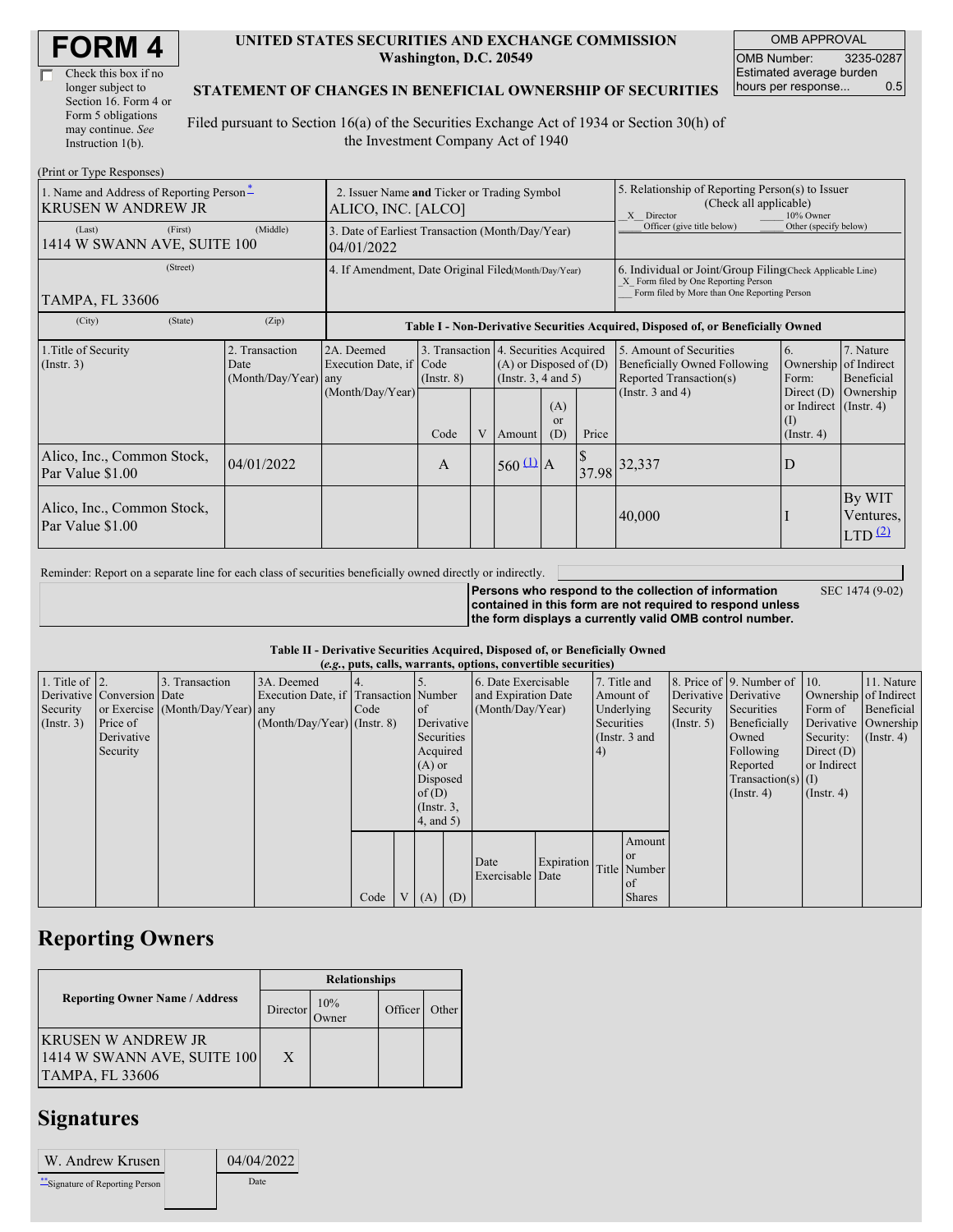# FORM 4

☐ Check this box if no longer subject to Section 16. Form 4 or Form 5 obligations may continue. *See* Instruction 1(b).

**UNITED STATES SECURITIES AND EXCHANGE COMMISSION**
**Washington, D.C. 20549**

**STATEMENT OF CHANGES IN BENEFICIAL OWNERSHIP OF SECURITIES**

Filed pursuant to Section 16(a) of the Securities Exchange Act of 1934 or Section 30(h) of the Investment Company Act of 1940

| OMB APPROVAL | |
|---|---|
| OMB Number: | 3235-0287 |
| Estimated average burden hours per response... | 0.5 |

(Print or Type Responses)

| 1. Name and Address of Reporting Person* | 2. Issuer Name and Ticker or Trading Symbol | 5. Relationship of Reporting Person(s) to Issuer (Check all applicable) |
|---|---|---|
| KRUSEN W ANDREW JR | ALICO, INC. [ALCO] | _X_ Director ___ 10% Owner ___ Officer (give title below) ___ Other (specify below) |
| (Last) (First) (Middle) 1414 W SWANN AVE, SUITE 100 | 3. Date of Earliest Transaction (Month/Day/Year) 04/01/2022 | |
| (Street) TAMPA, FL 33606 | 4. If Amendment, Date Original Filed (Month/Day/Year) | 6. Individual or Joint/Group Filing (Check Applicable Line) _X_ Form filed by One Reporting Person ___ Form filed by More than One Reporting Person |
| (City) (State) (Zip) | | |

**Table I - Non-Derivative Securities Acquired, Disposed of, or Beneficially Owned**

| 1. Title of Security (Instr. 3) | 2. Transaction Date (Month/Day/Year) | 2A. Deemed Execution Date, if any (Month/Day/Year) | 3. Transaction Code (Instr. 8) | | 4. Securities Acquired (A) or Disposed of (D) (Instr. 3, 4 and 5) | | | 5. Amount of Securities Beneficially Owned Following Reported Transaction(s) (Instr. 3 and 4) | 6. Ownership Form: Direct (D) or Indirect (I) (Instr. 4) | 7. Nature of Indirect Beneficial Ownership (Instr. 4) |
|---|---|---|---|---|---|---|---|---|---|---|
| | | | Code | V | Amount | (A) or (D) | Price | | | |
| Alico, Inc., Common Stock, Par Value $1.00 | 04/01/2022 | | A | | 560 (1) | A | $ 37.98 | 32,337 | D | |
| Alico, Inc., Common Stock, Par Value $1.00 | | | | | | | | 40,000 | I | By WIT Ventures, LTD (2) |

Reminder: Report on a separate line for each class of securities beneficially owned directly or indirectly.

**Persons who respond to the collection of information contained in this form are not required to respond unless the form displays a currently valid OMB control number.** SEC 1474 (9-02)

**Table II - Derivative Securities Acquired, Disposed of, or Beneficially Owned**
***(e.g., puts, calls, warrants, options, convertible securities)***

| 1. Title of Derivative Security (Instr. 3) | 2. Conversion or Exercise Price of Derivative Security | 3. Transaction Date (Month/Day/Year) | 3A. Deemed Execution Date, if any (Month/Day/Year) | 4. Transaction Code (Instr. 8) | | 5. Number of Derivative Securities Acquired (A) or Disposed of (D) (Instr. 3, 4, and 5) | | 6. Date Exercisable and Expiration Date (Month/Day/Year) | | 7. Title and Amount of Underlying Securities (Instr. 3 and 4) | | 8. Price of Derivative Security (Instr. 5) | 9. Number of Derivative Securities Beneficially Owned Following Reported Transaction(s) (Instr. 4) | 10. Ownership Form of Derivative Security: Direct (D) or Indirect (I) (Instr. 4) | 11. Nature of Indirect Beneficial Ownership (Instr. 4) |
|---|---|---|---|---|---|---|---|---|---|---|---|---|---|---|---|
| | | | | Code | V | (A) | (D) | Date Exercisable | Expiration Date | Title | Amount or Number of Shares | | | | |

## Reporting Owners

| Reporting Owner Name / Address | Relationships | | | |
|---|---|---|---|---|
| | Director | 10% Owner | Officer | Other |
| KRUSEN W ANDREW JR 1414 W SWANN AVE, SUITE 100 TAMPA, FL 33606 | X | | | |

## Signatures

| W. Andrew Krusen | 04/04/2022 |
|---|---|
| **Signature of Reporting Person | Date |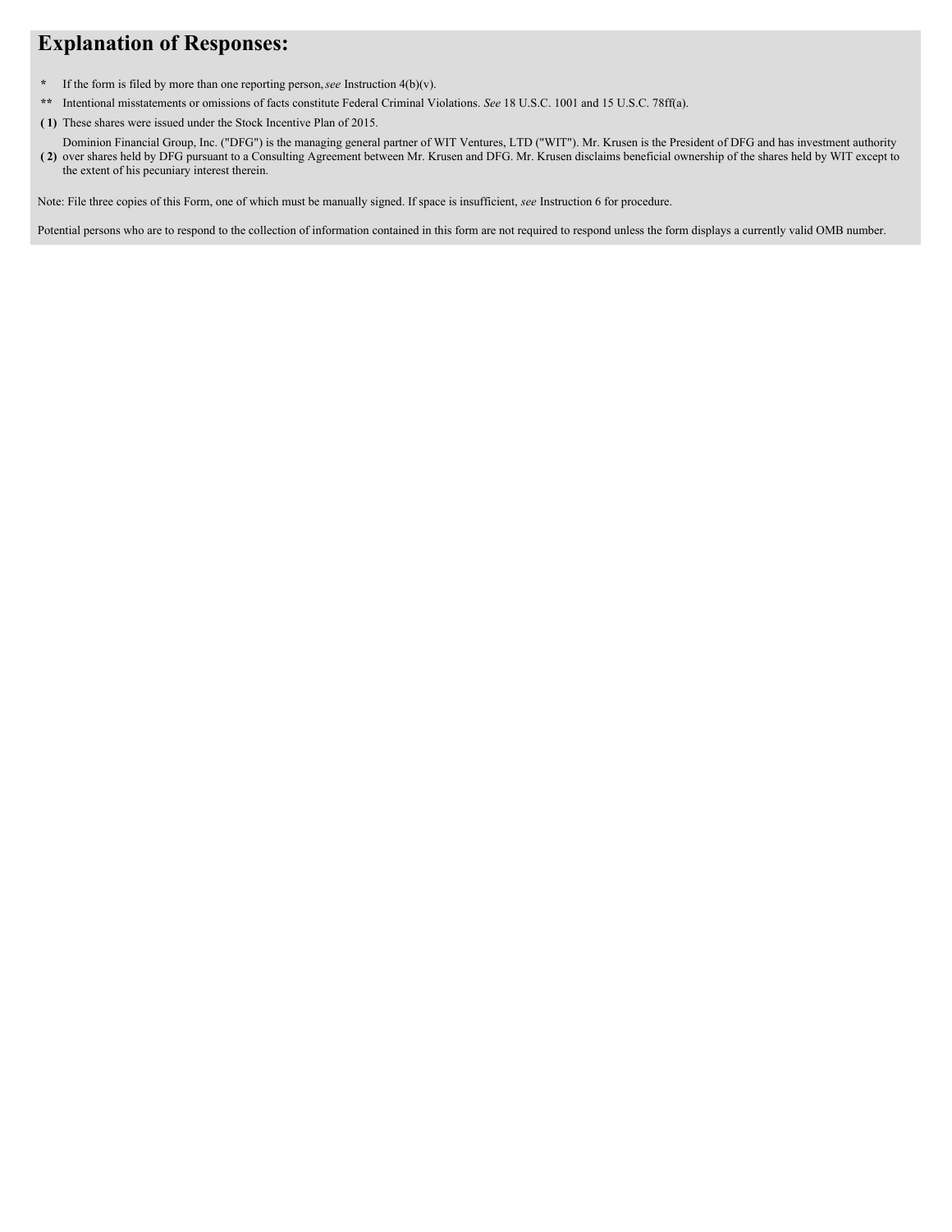# Explanation of Responses:

- \* If the form is filed by more than one reporting person, *see* Instruction 4(b)(v).
- \*\* Intentional misstatements or omissions of facts constitute Federal Criminal Violations. *See* 18 U.S.C. 1001 and 15 U.S.C. 78ff(a).
- ( 1) These shares were issued under the Stock Incentive Plan of 2015.
- ( 2) Dominion Financial Group, Inc. ("DFG") is the managing general partner of WIT Ventures, LTD ("WIT"). Mr. Krusen is the President of DFG and has investment authority over shares held by DFG pursuant to a Consulting Agreement between Mr. Krusen and DFG. Mr. Krusen disclaims beneficial ownership of the shares held by WIT except to the extent of his pecuniary interest therein.

Note: File three copies of this Form, one of which must be manually signed. If space is insufficient, *see* Instruction 6 for procedure.

Potential persons who are to respond to the collection of information contained in this form are not required to respond unless the form displays a currently valid OMB number.